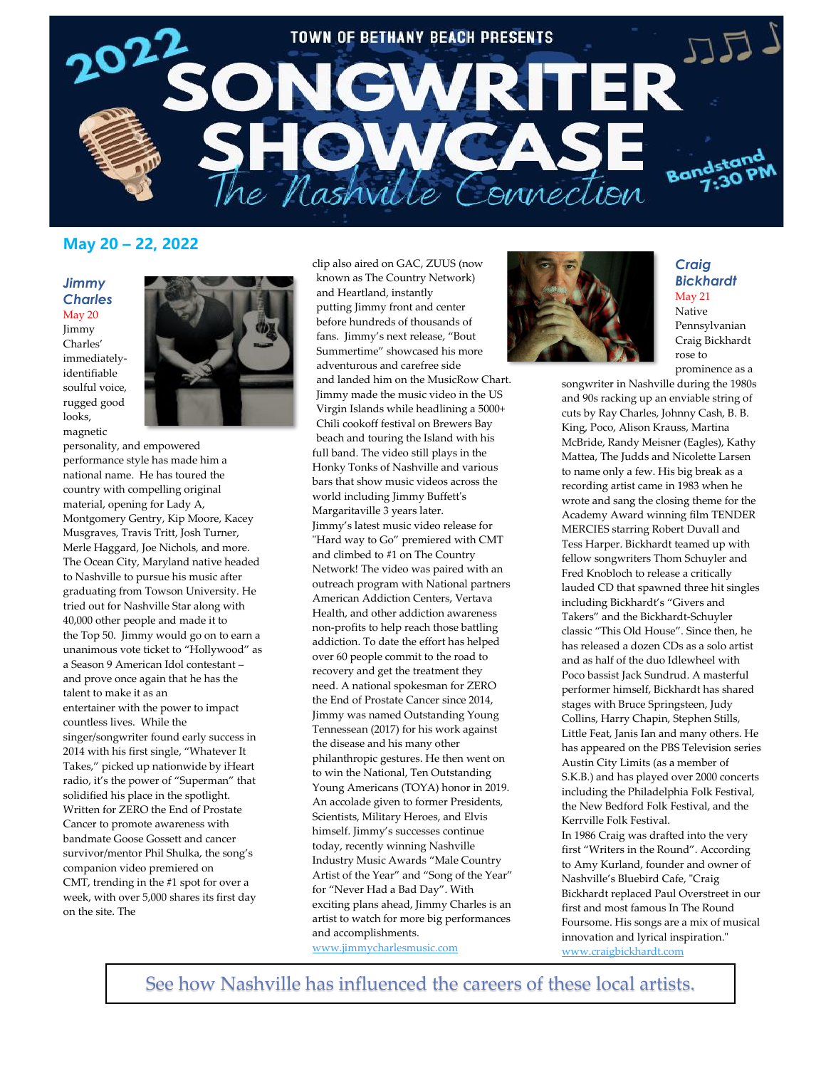# TOWN OF BETHANY BEACH PRESENTS

# 2022 SONGWRITER SHOWCASE

## The Nashville Connection

Bandstand 7:30 PM

## May 20 – 22, 2022

### *Jimmy Charles*

May 20

Jimmy Charles' immediately-identifiable soulful voice, rugged good looks, magnetic personality, and empowered performance style has made him a national name. He has toured the country with compelling original material, opening for Lady A, Montgomery Gentry, Kip Moore, Kacey Musgraves, Travis Tritt, Josh Turner, Merle Haggard, Joe Nichols, and more. The Ocean City, Maryland native headed to Nashville to pursue his music after graduating from Towson University. He tried out for Nashville Star along with 40,000 other people and made it to the Top 50. Jimmy would go on to earn a unanimous vote ticket to "Hollywood" as a Season 9 American Idol contestant – and prove once again that he has the talent to make it as an entertainer with the power to impact countless lives. While the singer/songwriter found early success in 2014 with his first single, "Whatever It Takes," picked up nationwide by iHeart radio, it's the power of "Superman" that solidified his place in the spotlight. Written for ZERO the End of Prostate Cancer to promote awareness with bandmate Goose Gossett and cancer survivor/mentor Phil Shulka, the song's companion video premiered on CMT, trending in the #1 spot for over a week, with over 5,000 shares its first day on the site. The clip also aired on GAC, ZUUS (now known as The Country Network) and Heartland, instantly putting Jimmy front and center before hundreds of thousands of fans. Jimmy's next release, "Bout Summertime" showcased his more adventurous and carefree side and landed him on the MusicRow Chart. Jimmy made the music video in the US Virgin Islands while headlining a 5000+ Chili cookoff festival on Brewers Bay beach and touring the Island with his full band. The video still plays in the Honky Tonks of Nashville and various bars that show music videos across the world including Jimmy Buffett's Margaritaville 3 years later.

Jimmy's latest music video release for "Hard way to Go" premiered with CMT and climbed to #1 on The Country Network! The video was paired with an outreach program with National partners American Addiction Centers, Vertava Health, and other addiction awareness non-profits to help reach those battling addiction. To date the effort has helped over 60 people commit to the road to recovery and get the treatment they need. A national spokesman for ZERO the End of Prostate Cancer since 2014, Jimmy was named Outstanding Young Tennessean (2017) for his work against the disease and his many other philanthropic gestures. He then went on to win the National, Ten Outstanding Young Americans (TOYA) honor in 2019. An accolade given to former Presidents, Scientists, Military Heroes, and Elvis himself. Jimmy's successes continue today, recently winning Nashville Industry Music Awards "Male Country Artist of the Year" and "Song of the Year" for "Never Had a Bad Day". With exciting plans ahead, Jimmy Charles is an artist to watch for more big performances and accomplishments.

www.jimmycharlesmusic.com

### *Craig Bickhardt*

May 21

Native Pennsylvanian Craig Bickhardt rose to prominence as a songwriter in Nashville during the 1980s and 90s racking up an enviable string of cuts by Ray Charles, Johnny Cash, B. B. King, Poco, Alison Krauss, Martina McBride, Randy Meisner (Eagles), Kathy Mattea, The Judds and Nicolette Larsen to name only a few. His big break as a recording artist came in 1983 when he wrote and sang the closing theme for the Academy Award winning film TENDER MERCIES starring Robert Duvall and Tess Harper. Bickhardt teamed up with fellow songwriters Thom Schuyler and Fred Knobloch to release a critically lauded CD that spawned three hit singles including Bickhardt's "Givers and Takers" and the Bickhardt-Schuyler classic "This Old House". Since then, he has released a dozen CDs as a solo artist and as half of the duo Idlewheel with Poco bassist Jack Sundrud. A masterful performer himself, Bickhardt has shared stages with Bruce Springsteen, Judy Collins, Harry Chapin, Stephen Stills, Little Feat, Janis Ian and many others. He has appeared on the PBS Television series Austin City Limits (as a member of S.K.B.) and has played over 2000 concerts including the Philadelphia Folk Festival, the New Bedford Folk Festival, and the Kerrville Folk Festival.

In 1986 Craig was drafted into the very first "Writers in the Round". According to Amy Kurland, founder and owner of Nashville's Bluebird Cafe, "Craig Bickhardt replaced Paul Overstreet in our first and most famous In The Round Foursome. His songs are a mix of musical innovation and lyrical inspiration."

www.craigbickhardt.com

See how Nashville has influenced the careers of these local artists.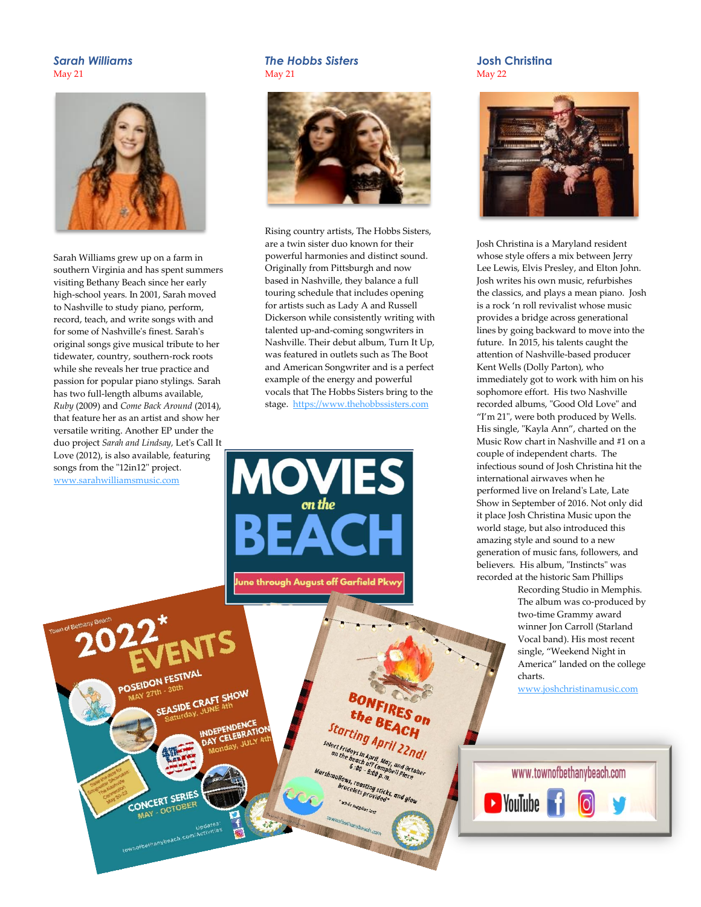### *Sarah Williams*
May 21

Sarah Williams grew up on a farm in southern Virginia and has spent summers visiting Bethany Beach since her early high-school years. In 2001, Sarah moved to Nashville to study piano, perform, record, teach, and write songs with and for some of Nashville's finest. Sarah's original songs give musical tribute to her tidewater, country, southern-rock roots while she reveals her true practice and passion for popular piano stylings. Sarah has two full-length albums available, *Ruby* (2009) and *Come Back Around* (2014), that feature her as an artist and show her versatile writing. Another EP under the duo project *Sarah and Lindsay,* Let's Call It Love (2012), is also available, featuring songs from the "12in12" project.
www.sarahwilliamsmusic.com

### *The Hobbs Sisters*
May 21

Rising country artists, The Hobbs Sisters, are a twin sister duo known for their powerful harmonies and distinct sound. Originally from Pittsburgh and now based in Nashville, they balance a full touring schedule that includes opening for artists such as Lady A and Russell Dickerson while consistently writing with talented up-and-coming songwriters in Nashville. Their debut album, Turn It Up, was featured in outlets such as The Boot and American Songwriter and is a perfect example of the energy and powerful vocals that The Hobbs Sisters bring to the stage. https://www.thehobbssisters.com

### Josh Christina
May 22

Josh Christina is a Maryland resident whose style offers a mix between Jerry Lee Lewis, Elvis Presley, and Elton John. Josh writes his own music, refurbishes the classics, and plays a mean piano. Josh is a rock 'n roll revivalist whose music provides a bridge across generational lines by going backward to move into the future. In 2015, his talents caught the attention of Nashville-based producer Kent Wells (Dolly Parton), who immediately got to work with him on his sophomore effort. His two Nashville recorded albums, "Good Old Love" and "I'm 21", were both produced by Wells. His single, "Kayla Ann", charted on the Music Row chart in Nashville and #1 on a couple of independent charts. The infectious sound of Josh Christina hit the international airwaves when he performed live on Ireland's Late, Late Show in September of 2016. Not only did it place Josh Christina Music upon the world stage, but also introduced this amazing style and sound to a new generation of music fans, followers, and believers. His album, "Instincts" was recorded at the historic Sam Phillips Recording Studio in Memphis. The album was co-produced by two-time Grammy award winner Jon Carroll (Starland Vocal band). His most recent single, "Weekend Night in America" landed on the college charts.
www.joshchristinamusic.com

MOVIES on the BEACH
June through August off Garfield Pkwy

Town of Bethany Beach
2022* EVENTS
POSEIDON FESTIVAL MAY 27th - 30th
SEASIDE CRAFT SHOW Saturday, JUNE 4th
INDEPENDENCE DAY CELEBRATION Monday, JULY 4th
CONCERT SERIES MAY - OCTOBER
Updates: townofbethanybeach.com/Activities

BONFIRES on the BEACH
Starting April 22nd!
Select Fridays in April, May, and October on the beach off Campbell Place
6:00 - 8:00 p.m.
Marshmallows, roasting sticks, and glow bracelets provided*
*while supplies last
townofbethanybeach.com

www.townofbethanybeach.com